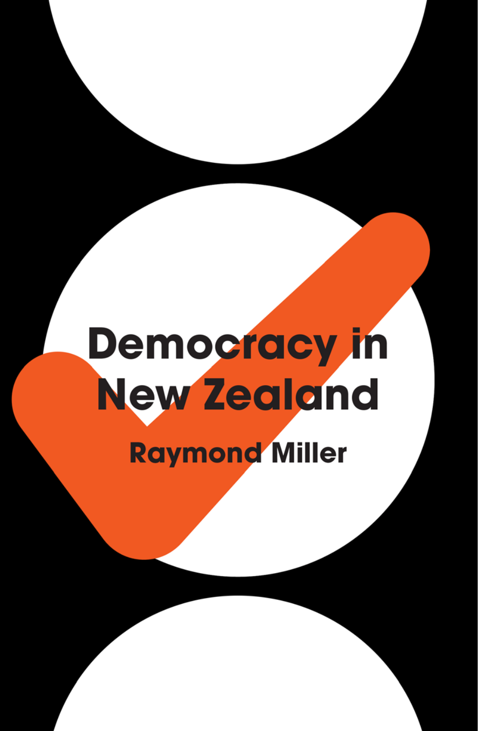# Democracy in New Zealand

**Raymond Miller**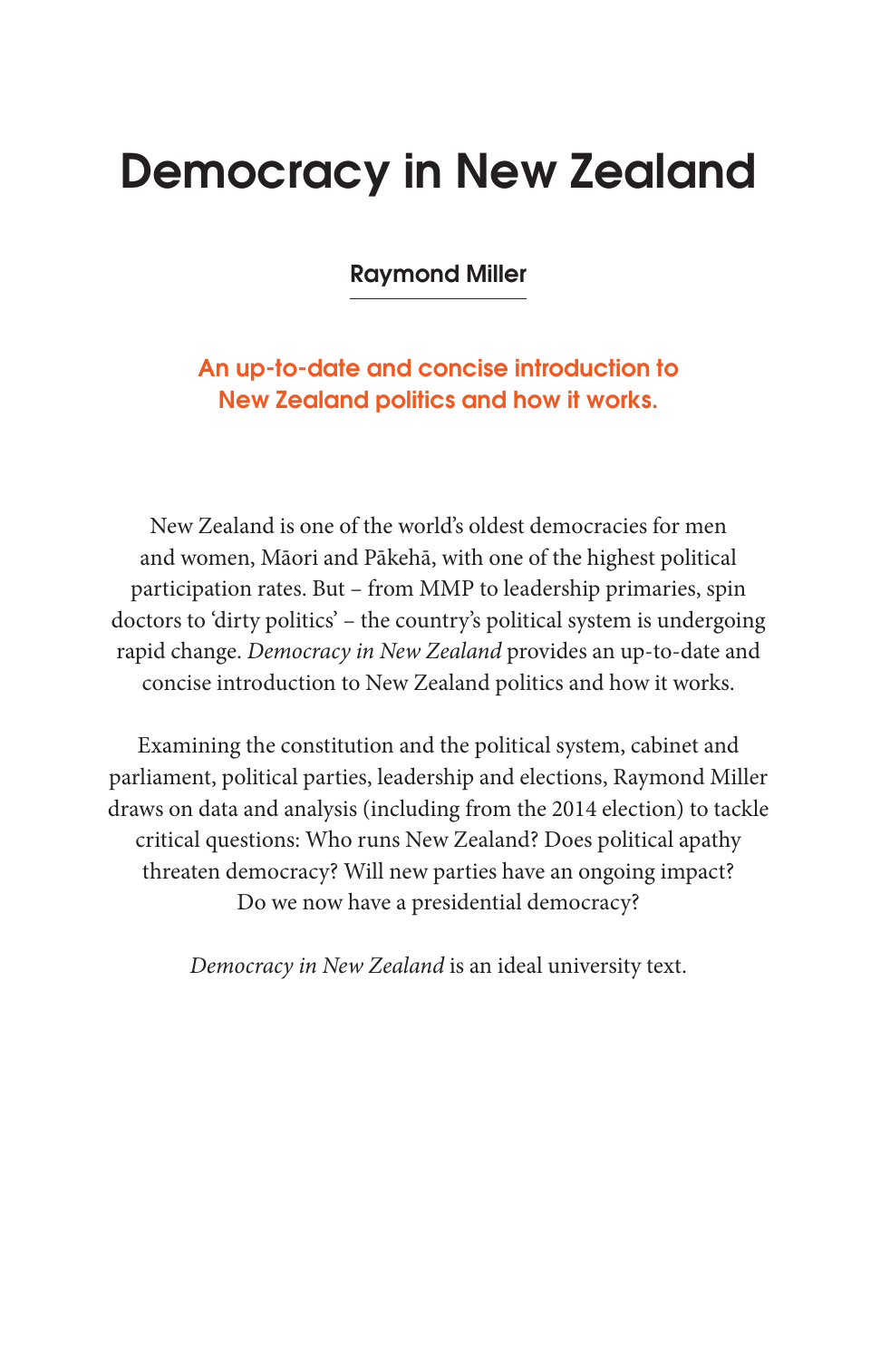# Democracy in New Zealand

**Raymond Miller**

**An up-to-date and concise introduction to New Zealand politics and how it works.**

New Zealand is one of the world's oldest democracies for men and women, Māori and Pākehā, with one of the highest political participation rates. But – from MMP to leadership primaries, spin doctors to 'dirty politics' – the country's political system is undergoing rapid change. *Democracy in New Zealand* provides an up-to-date and concise introduction to New Zealand politics and how it works.

Examining the constitution and the political system, cabinet and parliament, political parties, leadership and elections, Raymond Miller draws on data and analysis (including from the 2014 election) to tackle critical questions: Who runs New Zealand? Does political apathy threaten democracy? Will new parties have an ongoing impact? Do we now have a presidential democracy?

*Democracy in New Zealand* is an ideal university text.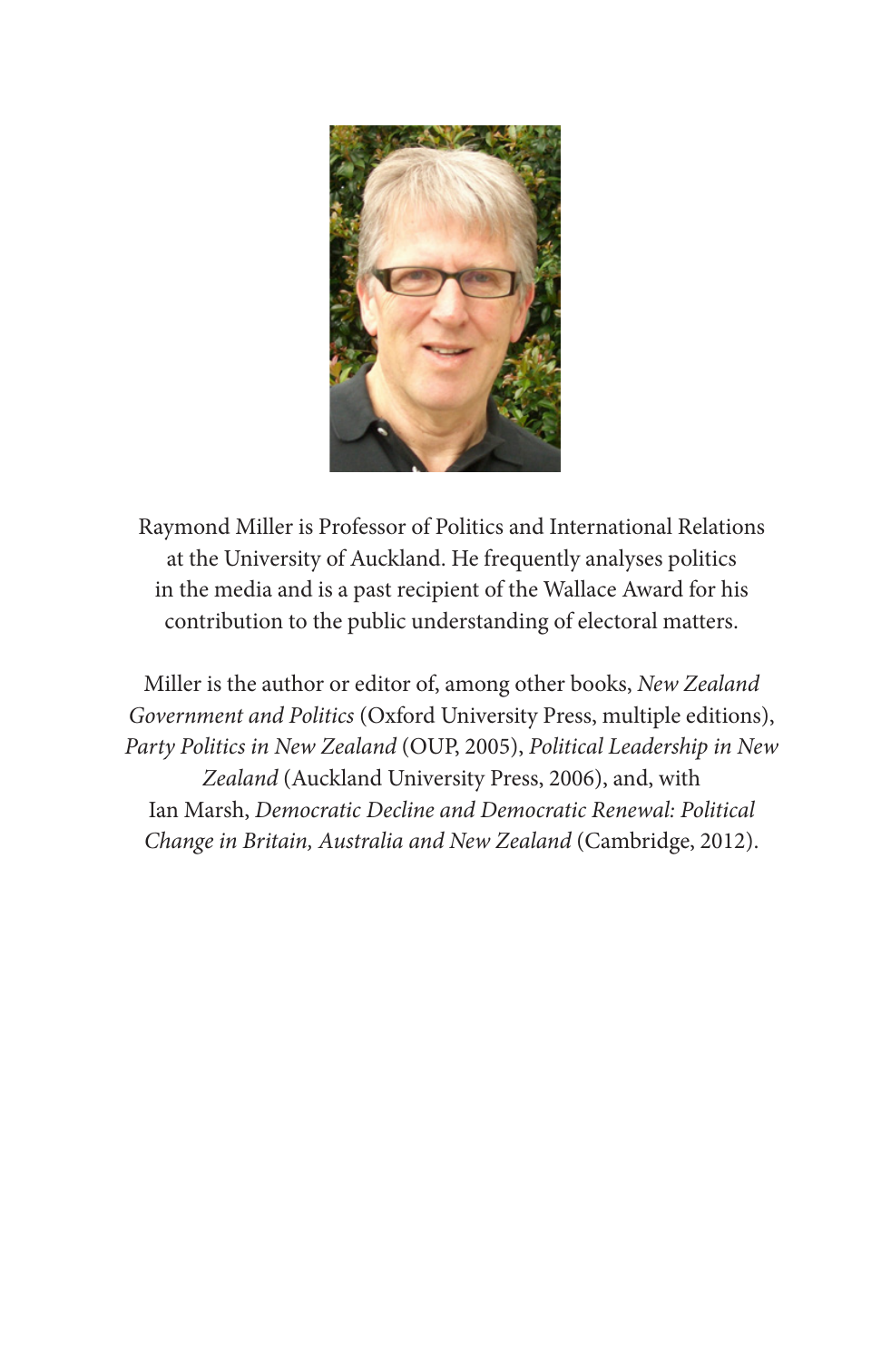Raymond Miller is Professor of Politics and International Relations at the University of Auckland. He frequently analyses politics in the media and is a past recipient of the Wallace Award for his contribution to the public understanding of electoral matters.

Miller is the author or editor of, among other books, *New Zealand Government and Politics* (Oxford University Press, multiple editions), *Party Politics in New Zealand* (OUP, 2005), *Political Leadership in New Zealand* (Auckland University Press, 2006), and, with Ian Marsh, *Democratic Decline and Democratic Renewal: Political Change in Britain, Australia and New Zealand* (Cambridge, 2012).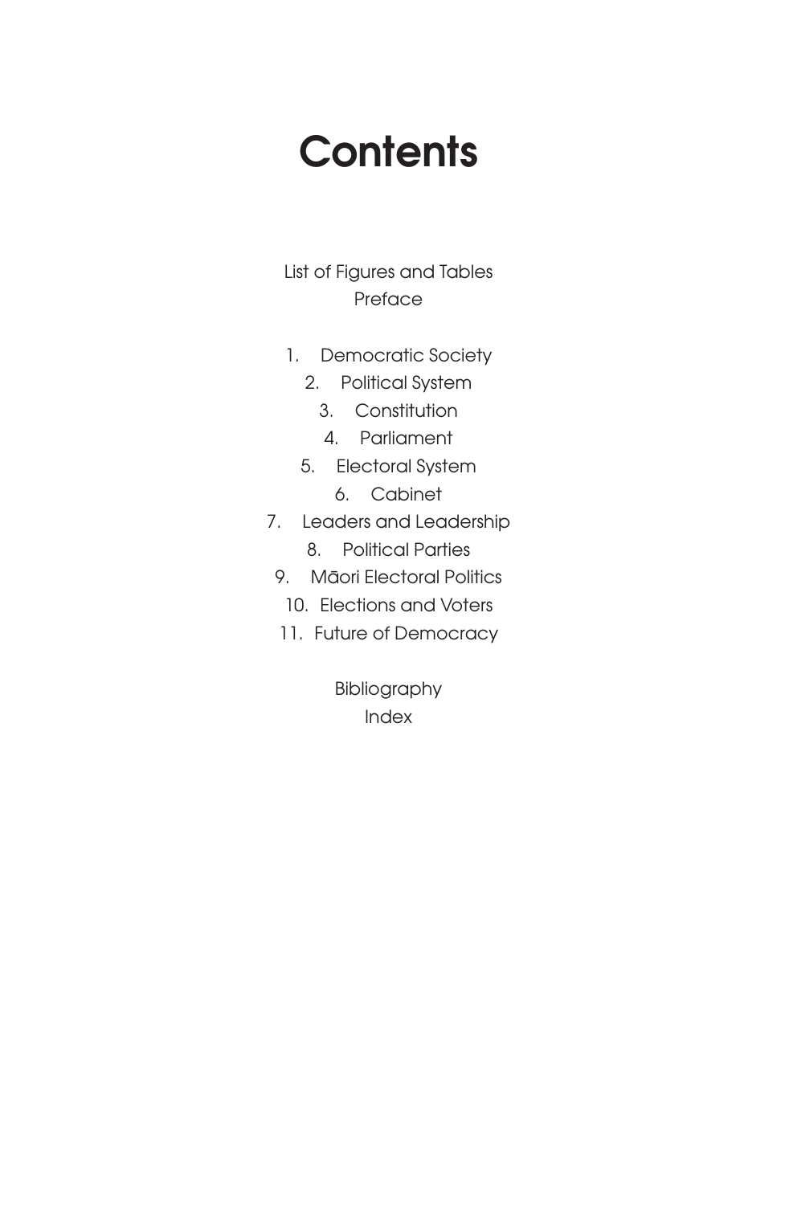# Contents

List of Figures and Tables

Preface

1. Democratic Society
2. Political System
3. Constitution
4. Parliament
5. Electoral System
6. Cabinet
7. Leaders and Leadership
8. Political Parties
9. Māori Electoral Politics
10. Elections and Voters
11. Future of Democracy

Bibliography

Index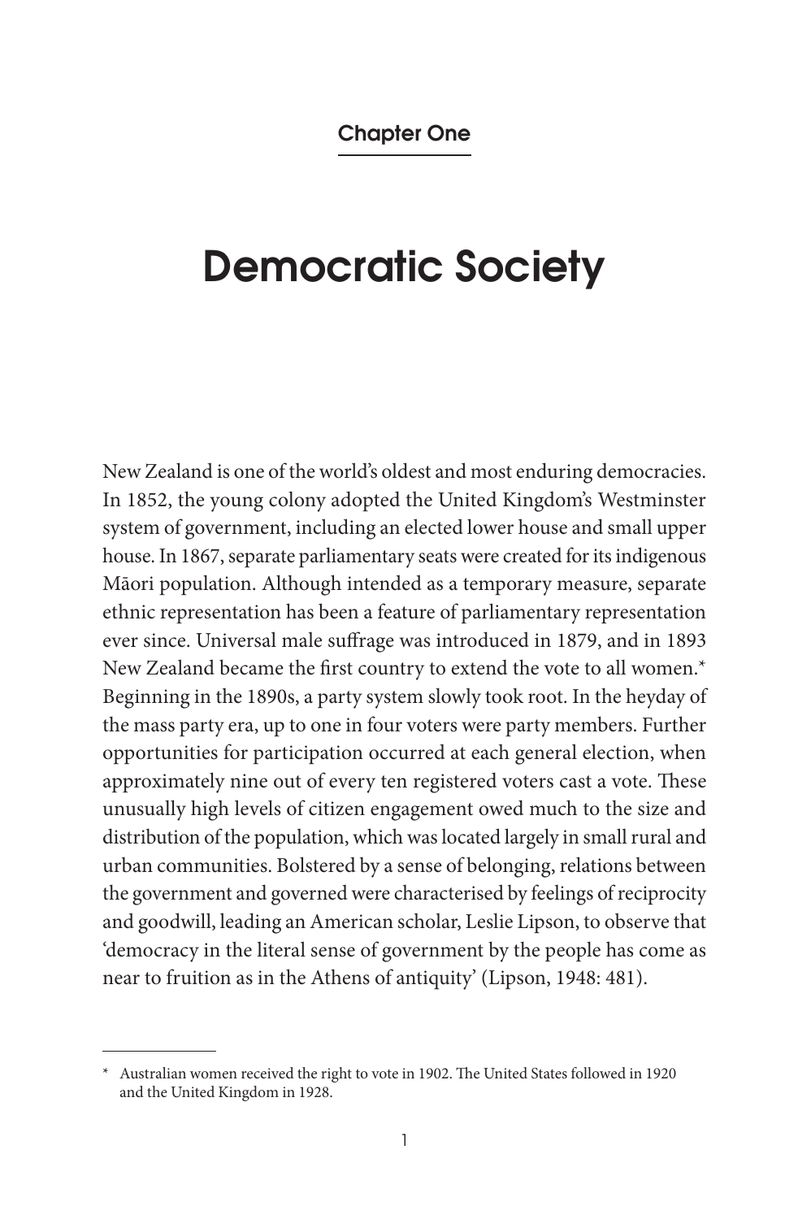Chapter One

# Democratic Society

New Zealand is one of the world's oldest and most enduring democracies. In 1852, the young colony adopted the United Kingdom's Westminster system of government, including an elected lower house and small upper house. In 1867, separate parliamentary seats were created for its indigenous Māori population. Although intended as a temporary measure, separate ethnic representation has been a feature of parliamentary representation ever since. Universal male suffrage was introduced in 1879, and in 1893 New Zealand became the first country to extend the vote to all women.* Beginning in the 1890s, a party system slowly took root. In the heyday of the mass party era, up to one in four voters were party members. Further opportunities for participation occurred at each general election, when approximately nine out of every ten registered voters cast a vote. These unusually high levels of citizen engagement owed much to the size and distribution of the population, which was located largely in small rural and urban communities. Bolstered by a sense of belonging, relations between the government and governed were characterised by feelings of reciprocity and goodwill, leading an American scholar, Leslie Lipson, to observe that 'democracy in the literal sense of government by the people has come as near to fruition as in the Athens of antiquity' (Lipson, 1948: 481).

---

* Australian women received the right to vote in 1902. The United States followed in 1920 and the United Kingdom in 1928.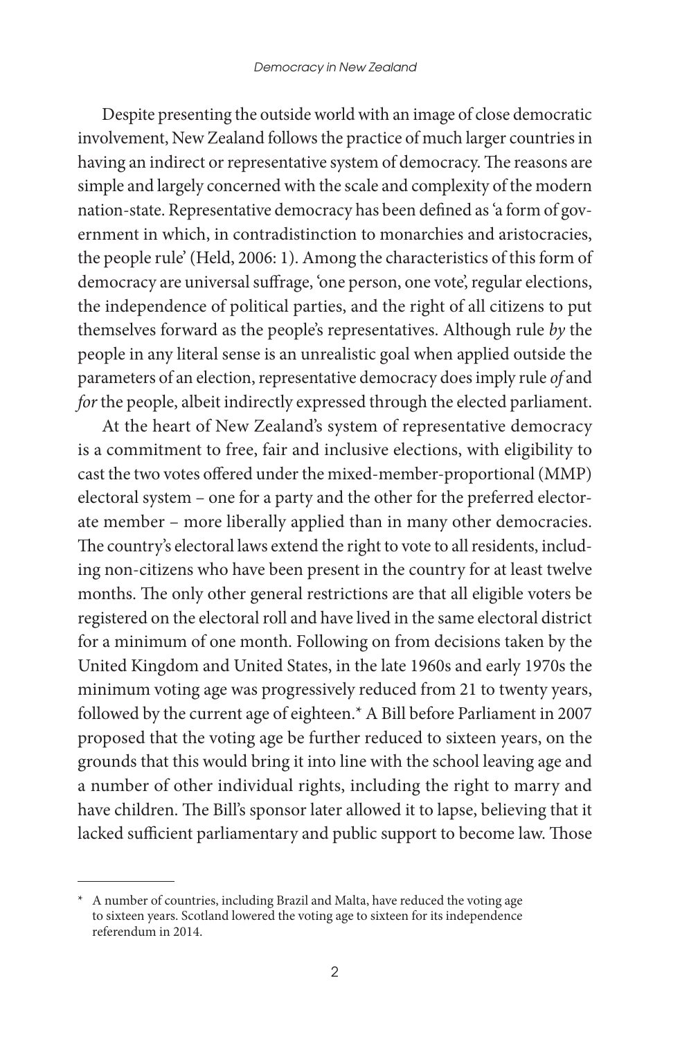Despite presenting the outside world with an image of close democratic involvement, New Zealand follows the practice of much larger countries in having an indirect or representative system of democracy. The reasons are simple and largely concerned with the scale and complexity of the modern nation-state. Representative democracy has been defined as 'a form of government in which, in contradistinction to monarchies and aristocracies, the people rule' (Held, 2006: 1). Among the characteristics of this form of democracy are universal suffrage, 'one person, one vote', regular elections, the independence of political parties, and the right of all citizens to put themselves forward as the people's representatives. Although rule *by* the people in any literal sense is an unrealistic goal when applied outside the parameters of an election, representative democracy does imply rule *of* and *for* the people, albeit indirectly expressed through the elected parliament.

At the heart of New Zealand's system of representative democracy is a commitment to free, fair and inclusive elections, with eligibility to cast the two votes offered under the mixed-member-proportional (MMP) electoral system – one for a party and the other for the preferred electorate member – more liberally applied than in many other democracies. The country's electoral laws extend the right to vote to all residents, including non-citizens who have been present in the country for at least twelve months. The only other general restrictions are that all eligible voters be registered on the electoral roll and have lived in the same electoral district for a minimum of one month. Following on from decisions taken by the United Kingdom and United States, in the late 1960s and early 1970s the minimum voting age was progressively reduced from 21 to twenty years, followed by the current age of eighteen.* A Bill before Parliament in 2007 proposed that the voting age be further reduced to sixteen years, on the grounds that this would bring it into line with the school leaving age and a number of other individual rights, including the right to marry and have children. The Bill's sponsor later allowed it to lapse, believing that it lacked sufficient parliamentary and public support to become law. Those

---

* A number of countries, including Brazil and Malta, have reduced the voting age to sixteen years. Scotland lowered the voting age to sixteen for its independence referendum in 2014.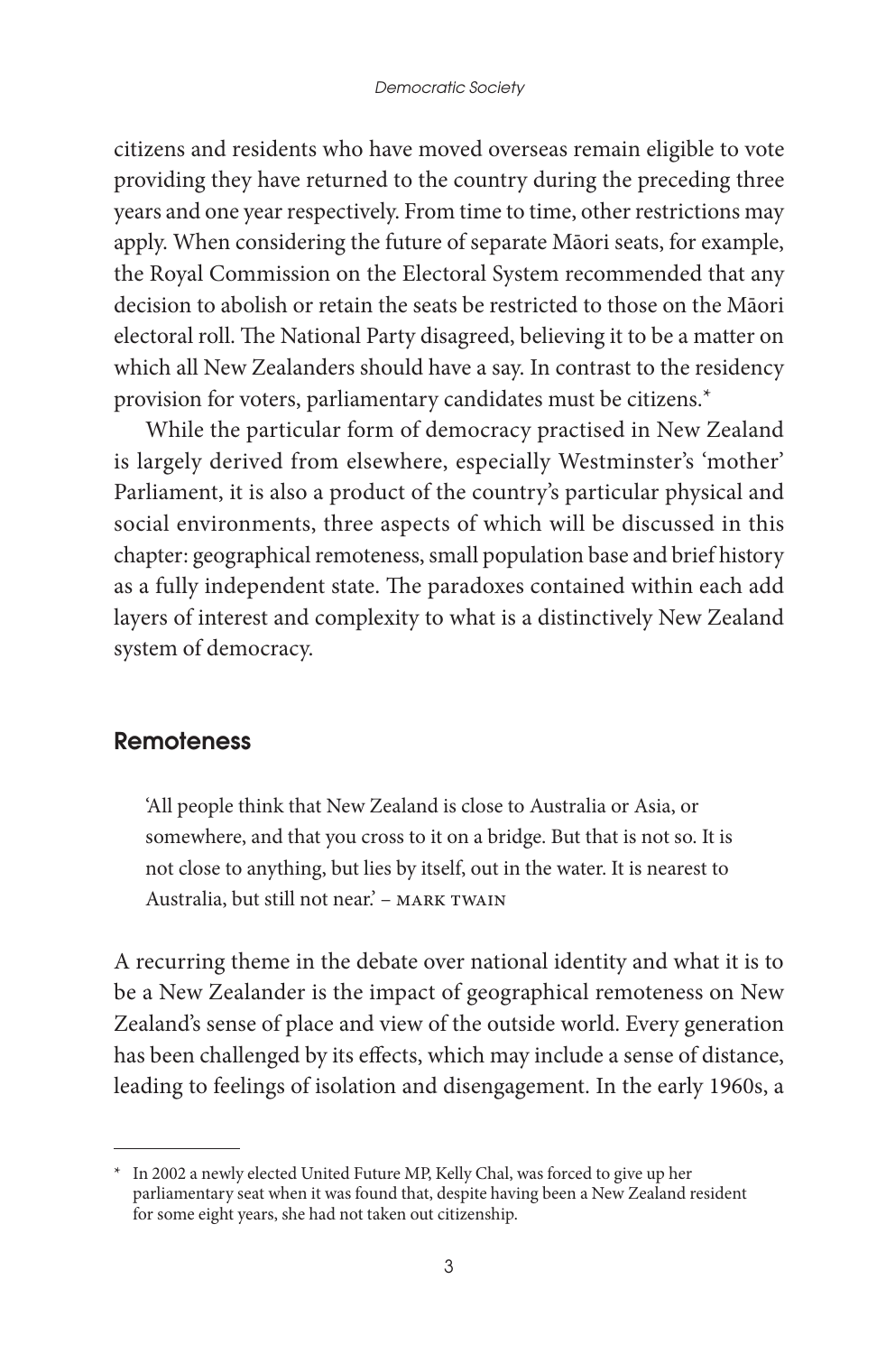citizens and residents who have moved overseas remain eligible to vote providing they have returned to the country during the preceding three years and one year respectively. From time to time, other restrictions may apply. When considering the future of separate Māori seats, for example, the Royal Commission on the Electoral System recommended that any decision to abolish or retain the seats be restricted to those on the Māori electoral roll. The National Party disagreed, believing it to be a matter on which all New Zealanders should have a say. In contrast to the residency provision for voters, parliamentary candidates must be citizens.*

While the particular form of democracy practised in New Zealand is largely derived from elsewhere, especially Westminster's 'mother' Parliament, it is also a product of the country's particular physical and social environments, three aspects of which will be discussed in this chapter: geographical remoteness, small population base and brief history as a fully independent state. The paradoxes contained within each add layers of interest and complexity to what is a distinctively New Zealand system of democracy.

## Remoteness

> 'All people think that New Zealand is close to Australia or Asia, or somewhere, and that you cross to it on a bridge. But that is not so. It is not close to anything, but lies by itself, out in the water. It is nearest to Australia, but still not near.' – MARK TWAIN

A recurring theme in the debate over national identity and what it is to be a New Zealander is the impact of geographical remoteness on New Zealand's sense of place and view of the outside world. Every generation has been challenged by its effects, which may include a sense of distance, leading to feelings of isolation and disengagement. In the early 1960s, a

---

* In 2002 a newly elected United Future MP, Kelly Chal, was forced to give up her parliamentary seat when it was found that, despite having been a New Zealand resident for some eight years, she had not taken out citizenship.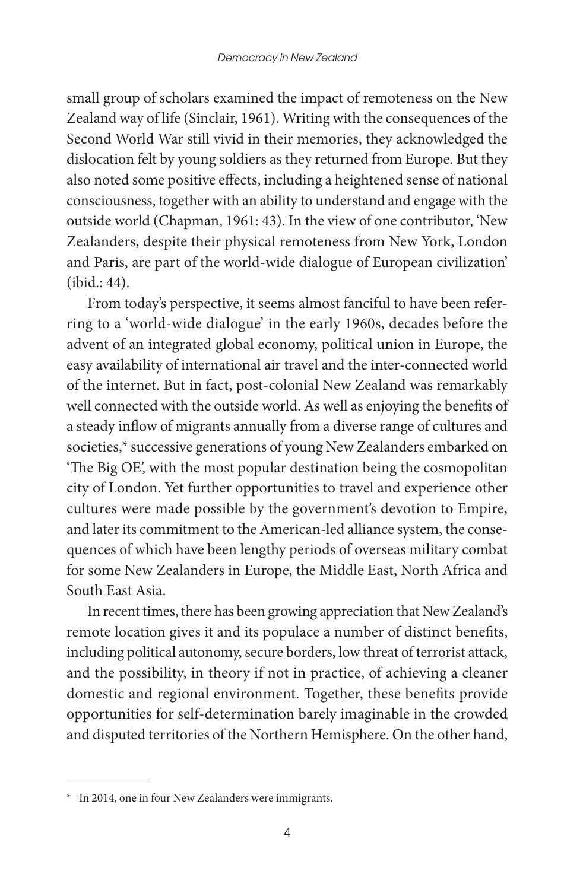small group of scholars examined the impact of remoteness on the New Zealand way of life (Sinclair, 1961). Writing with the consequences of the Second World War still vivid in their memories, they acknowledged the dislocation felt by young soldiers as they returned from Europe. But they also noted some positive effects, including a heightened sense of national consciousness, together with an ability to understand and engage with the outside world (Chapman, 1961: 43). In the view of one contributor, 'New Zealanders, despite their physical remoteness from New York, London and Paris, are part of the world-wide dialogue of European civilization' (ibid.: 44).

From today's perspective, it seems almost fanciful to have been referring to a 'world-wide dialogue' in the early 1960s, decades before the advent of an integrated global economy, political union in Europe, the easy availability of international air travel and the inter-connected world of the internet. But in fact, post-colonial New Zealand was remarkably well connected with the outside world. As well as enjoying the benefits of a steady inflow of migrants annually from a diverse range of cultures and societies,* successive generations of young New Zealanders embarked on 'The Big OE', with the most popular destination being the cosmopolitan city of London. Yet further opportunities to travel and experience other cultures were made possible by the government's devotion to Empire, and later its commitment to the American-led alliance system, the consequences of which have been lengthy periods of overseas military combat for some New Zealanders in Europe, the Middle East, North Africa and South East Asia.

In recent times, there has been growing appreciation that New Zealand's remote location gives it and its populace a number of distinct benefits, including political autonomy, secure borders, low threat of terrorist attack, and the possibility, in theory if not in practice, of achieving a cleaner domestic and regional environment. Together, these benefits provide opportunities for self-determination barely imaginable in the crowded and disputed territories of the Northern Hemisphere. On the other hand,

* In 2014, one in four New Zealanders were immigrants.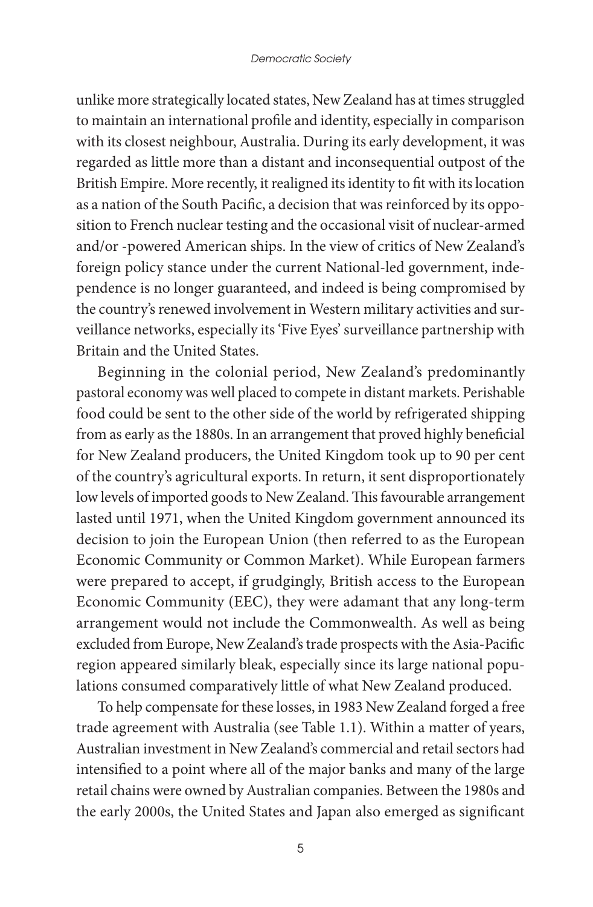unlike more strategically located states, New Zealand has at times struggled to maintain an international profile and identity, especially in comparison with its closest neighbour, Australia. During its early development, it was regarded as little more than a distant and inconsequential outpost of the British Empire. More recently, it realigned its identity to fit with its location as a nation of the South Pacific, a decision that was reinforced by its opposition to French nuclear testing and the occasional visit of nuclear-armed and/or -powered American ships. In the view of critics of New Zealand's foreign policy stance under the current National-led government, independence is no longer guaranteed, and indeed is being compromised by the country's renewed involvement in Western military activities and surveillance networks, especially its 'Five Eyes' surveillance partnership with Britain and the United States.

Beginning in the colonial period, New Zealand's predominantly pastoral economy was well placed to compete in distant markets. Perishable food could be sent to the other side of the world by refrigerated shipping from as early as the 1880s. In an arrangement that proved highly beneficial for New Zealand producers, the United Kingdom took up to 90 per cent of the country's agricultural exports. In return, it sent disproportionately low levels of imported goods to New Zealand. This favourable arrangement lasted until 1971, when the United Kingdom government announced its decision to join the European Union (then referred to as the European Economic Community or Common Market). While European farmers were prepared to accept, if grudgingly, British access to the European Economic Community (EEC), they were adamant that any long-term arrangement would not include the Commonwealth. As well as being excluded from Europe, New Zealand's trade prospects with the Asia-Pacific region appeared similarly bleak, especially since its large national populations consumed comparatively little of what New Zealand produced.

To help compensate for these losses, in 1983 New Zealand forged a free trade agreement with Australia (see Table 1.1). Within a matter of years, Australian investment in New Zealand's commercial and retail sectors had intensified to a point where all of the major banks and many of the large retail chains were owned by Australian companies. Between the 1980s and the early 2000s, the United States and Japan also emerged as significant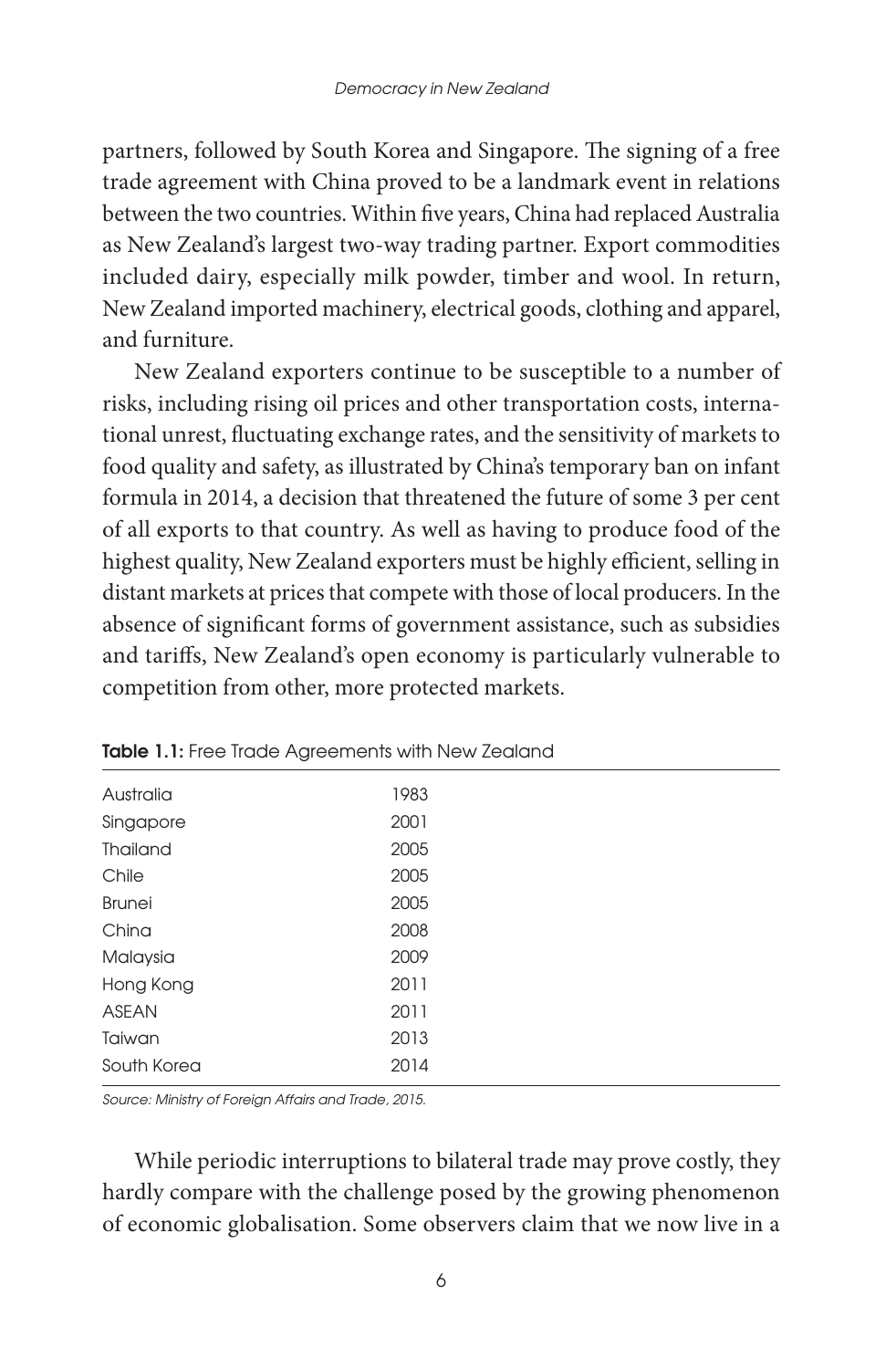partners, followed by South Korea and Singapore. The signing of a free trade agreement with China proved to be a landmark event in relations between the two countries. Within five years, China had replaced Australia as New Zealand's largest two-way trading partner. Export commodities included dairy, especially milk powder, timber and wool. In return, New Zealand imported machinery, electrical goods, clothing and apparel, and furniture.

New Zealand exporters continue to be susceptible to a number of risks, including rising oil prices and other transportation costs, international unrest, fluctuating exchange rates, and the sensitivity of markets to food quality and safety, as illustrated by China's temporary ban on infant formula in 2014, a decision that threatened the future of some 3 per cent of all exports to that country. As well as having to produce food of the highest quality, New Zealand exporters must be highly efficient, selling in distant markets at prices that compete with those of local producers. In the absence of significant forms of government assistance, such as subsidies and tariffs, New Zealand's open economy is particularly vulnerable to competition from other, more protected markets.

**Table 1.1:** Free Trade Agreements with New Zealand

| | |
|---|---|
| Australia | 1983 |
| Singapore | 2001 |
| Thailand | 2005 |
| Chile | 2005 |
| Brunei | 2005 |
| China | 2008 |
| Malaysia | 2009 |
| Hong Kong | 2011 |
| ASEAN | 2011 |
| Taiwan | 2013 |
| South Korea | 2014 |

*Source: Ministry of Foreign Affairs and Trade, 2015.*

While periodic interruptions to bilateral trade may prove costly, they hardly compare with the challenge posed by the growing phenomenon of economic globalisation. Some observers claim that we now live in a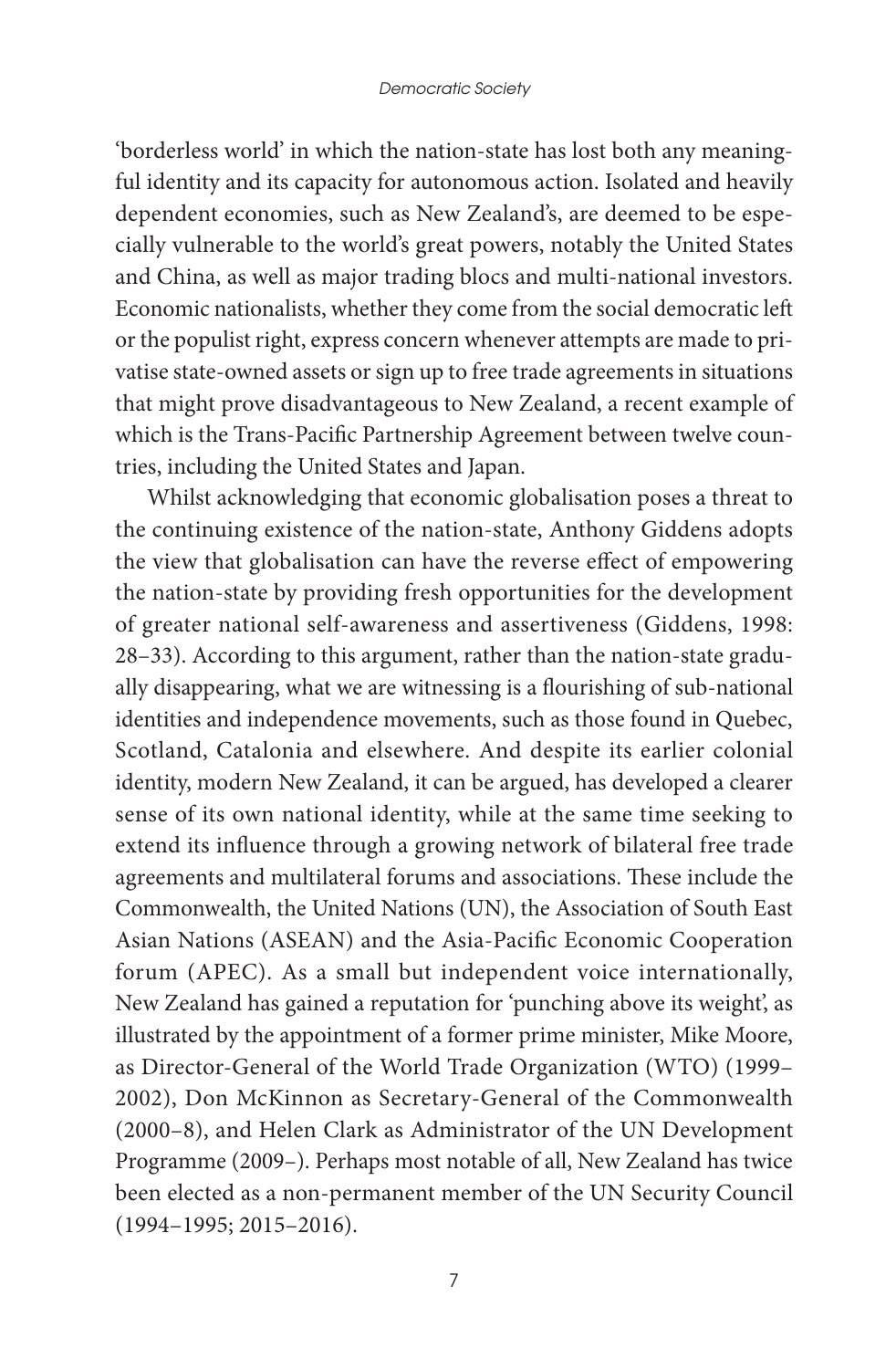'borderless world' in which the nation-state has lost both any meaningful identity and its capacity for autonomous action. Isolated and heavily dependent economies, such as New Zealand's, are deemed to be especially vulnerable to the world's great powers, notably the United States and China, as well as major trading blocs and multi-national investors. Economic nationalists, whether they come from the social democratic left or the populist right, express concern whenever attempts are made to privatise state-owned assets or sign up to free trade agreements in situations that might prove disadvantageous to New Zealand, a recent example of which is the Trans-Pacific Partnership Agreement between twelve countries, including the United States and Japan.

Whilst acknowledging that economic globalisation poses a threat to the continuing existence of the nation-state, Anthony Giddens adopts the view that globalisation can have the reverse effect of empowering the nation-state by providing fresh opportunities for the development of greater national self-awareness and assertiveness (Giddens, 1998: 28–33). According to this argument, rather than the nation-state gradually disappearing, what we are witnessing is a flourishing of sub-national identities and independence movements, such as those found in Quebec, Scotland, Catalonia and elsewhere. And despite its earlier colonial identity, modern New Zealand, it can be argued, has developed a clearer sense of its own national identity, while at the same time seeking to extend its influence through a growing network of bilateral free trade agreements and multilateral forums and associations. These include the Commonwealth, the United Nations (UN), the Association of South East Asian Nations (ASEAN) and the Asia-Pacific Economic Cooperation forum (APEC). As a small but independent voice internationally, New Zealand has gained a reputation for 'punching above its weight', as illustrated by the appointment of a former prime minister, Mike Moore, as Director-General of the World Trade Organization (WTO) (1999–2002), Don McKinnon as Secretary-General of the Commonwealth (2000–8), and Helen Clark as Administrator of the UN Development Programme (2009–). Perhaps most notable of all, New Zealand has twice been elected as a non-permanent member of the UN Security Council (1994–1995; 2015–2016).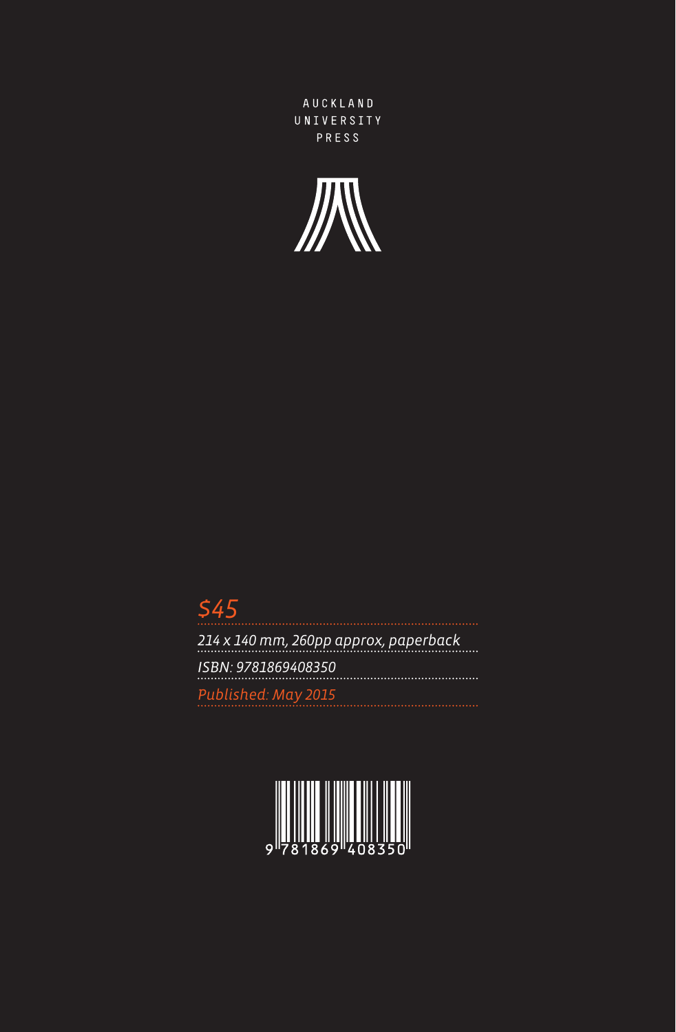AUCKLAND
UNIVERSITY
PRESS

*$45*

*214 x 140 mm, 260pp approx, paperback*

*ISBN: 9781869408350*

*Published: May 2015*

9 781869 408350